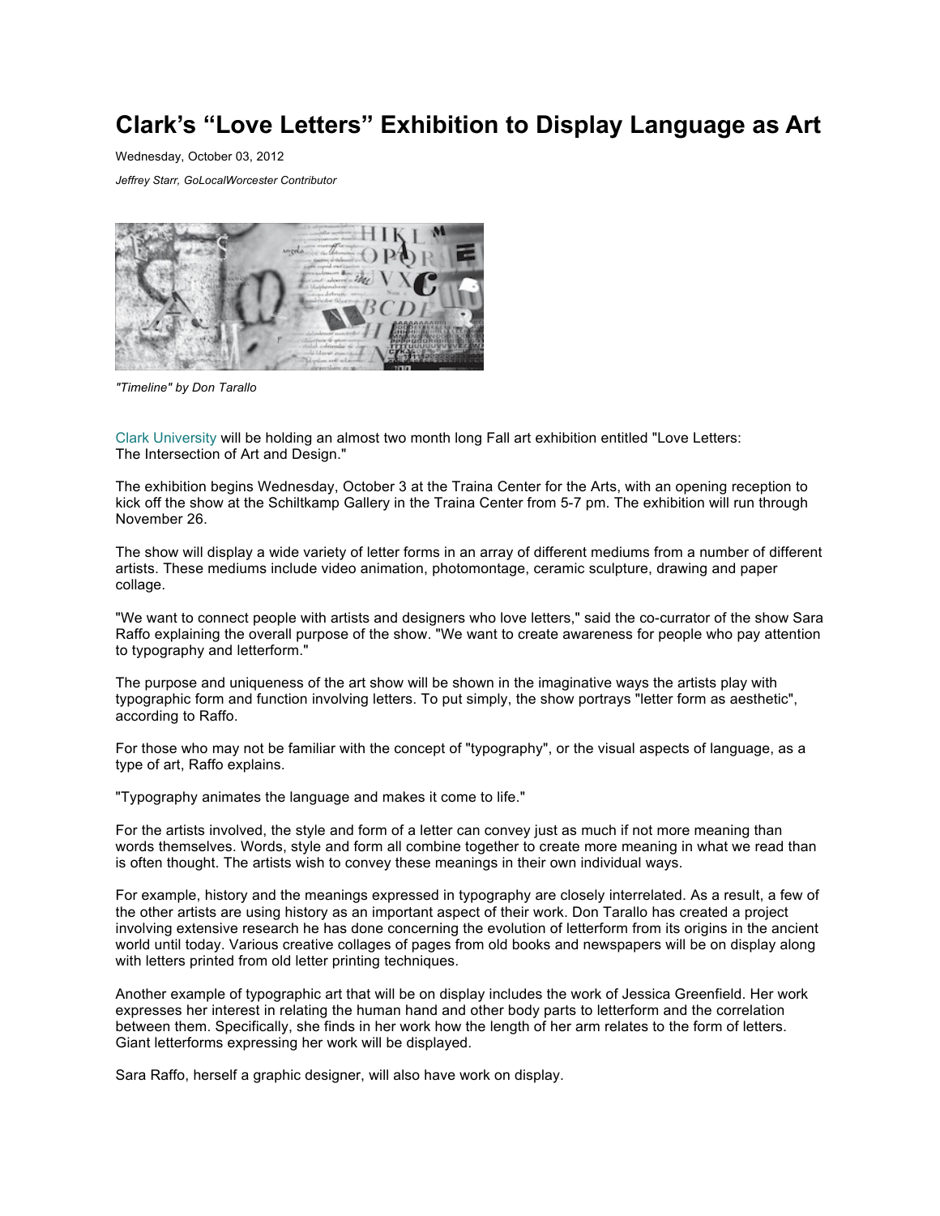# Clark's "Love Letters" Exhibition to Display Language as Art

Wednesday, October 03, 2012

*Jeffrey Starr, GoLocalWorcester Contributor*

*"Timeline" by Don Tarallo*

Clark University will be holding an almost two month long Fall art exhibition entitled "Love Letters: The Intersection of Art and Design."

The exhibition begins Wednesday, October 3 at the Traina Center for the Arts, with an opening reception to kick off the show at the Schiltkamp Gallery in the Traina Center from 5-7 pm. The exhibition will run through November 26.

The show will display a wide variety of letter forms in an array of different mediums from a number of different artists. These mediums include video animation, photomontage, ceramic sculpture, drawing and paper collage.

"We want to connect people with artists and designers who love letters," said the co-currator of the show Sara Raffo explaining the overall purpose of the show. "We want to create awareness for people who pay attention to typography and letterform."

The purpose and uniqueness of the art show will be shown in the imaginative ways the artists play with typographic form and function involving letters. To put simply, the show portrays "letter form as aesthetic", according to Raffo.

For those who may not be familiar with the concept of "typography", or the visual aspects of language, as a type of art, Raffo explains.

"Typography animates the language and makes it come to life."

For the artists involved, the style and form of a letter can convey just as much if not more meaning than words themselves. Words, style and form all combine together to create more meaning in what we read than is often thought. The artists wish to convey these meanings in their own individual ways.

For example, history and the meanings expressed in typography are closely interrelated. As a result, a few of the other artists are using history as an important aspect of their work. Don Tarallo has created a project involving extensive research he has done concerning the evolution of letterform from its origins in the ancient world until today. Various creative collages of pages from old books and newspapers will be on display along with letters printed from old letter printing techniques.

Another example of typographic art that will be on display includes the work of Jessica Greenfield. Her work expresses her interest in relating the human hand and other body parts to letterform and the correlation between them. Specifically, she finds in her work how the length of her arm relates to the form of letters. Giant letterforms expressing her work will be displayed.

Sara Raffo, herself a graphic designer, will also have work on display.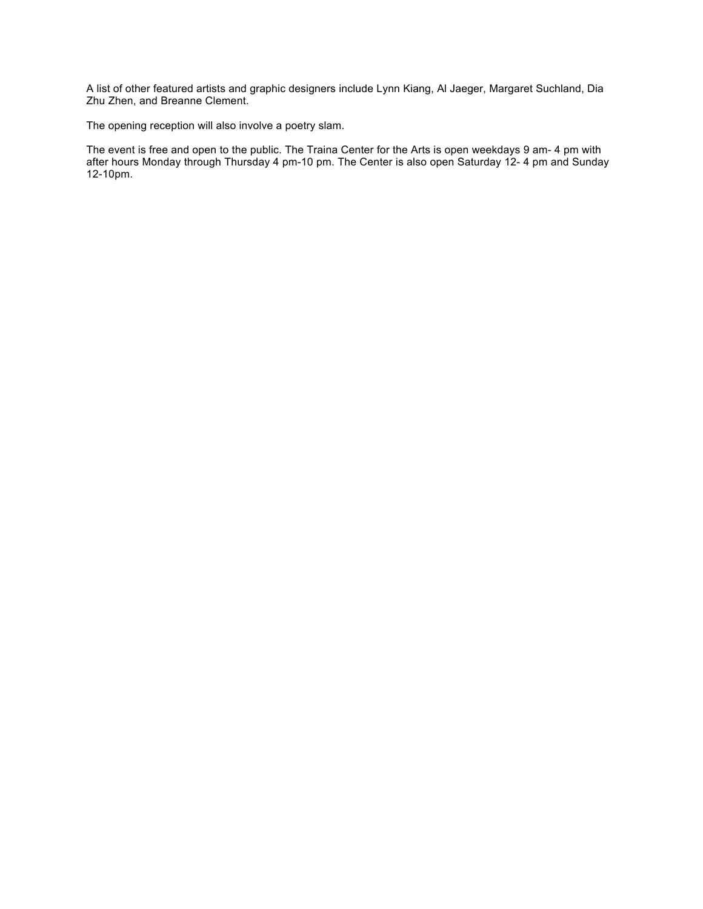A list of other featured artists and graphic designers include Lynn Kiang, Al Jaeger, Margaret Suchland, Dia Zhu Zhen, and Breanne Clement.

The opening reception will also involve a poetry slam.

The event is free and open to the public. The Traina Center for the Arts is open weekdays 9 am- 4 pm with after hours Monday through Thursday 4 pm-10 pm. The Center is also open Saturday 12- 4 pm and Sunday 12-10pm.